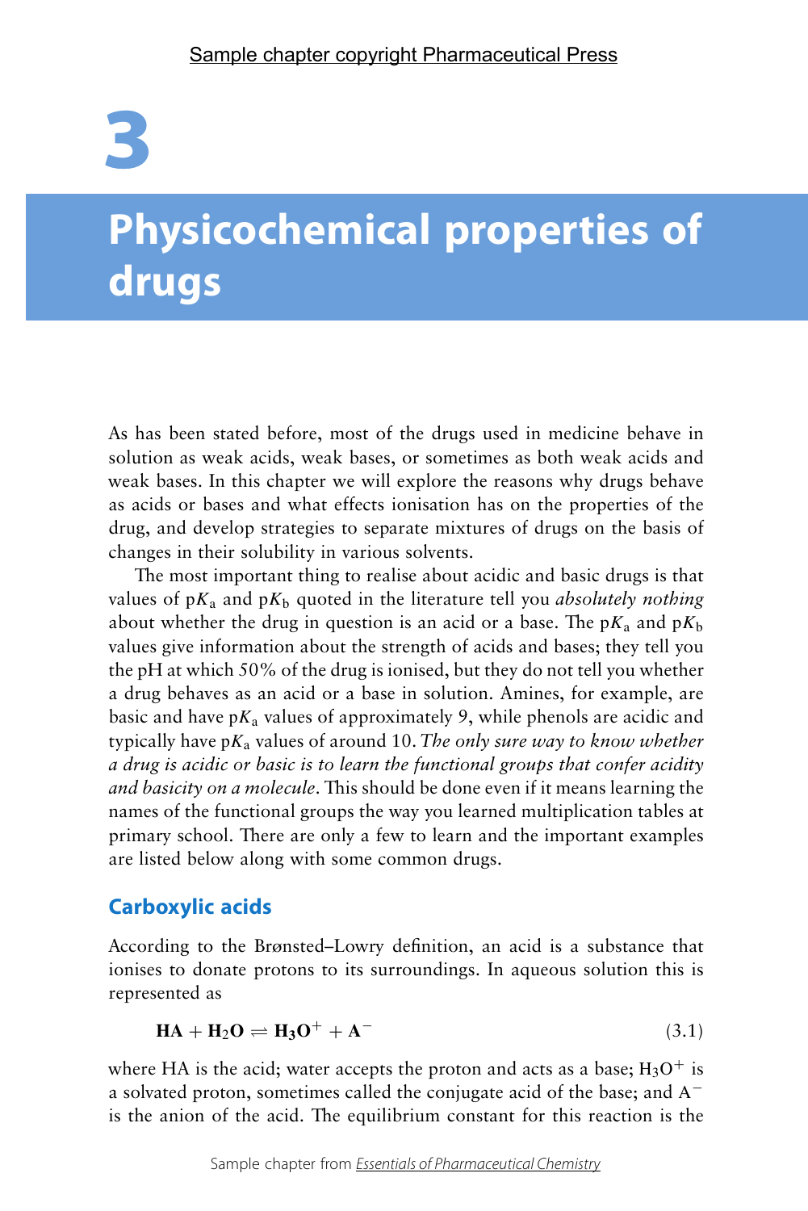# 3

# Physicochemical properties of drugs

As has been stated before, most of the drugs used in medicine behave in solution as weak acids, weak bases, or sometimes as both weak acids and weak bases. In this chapter we will explore the reasons why drugs behave as acids or bases and what effects ionisation has on the properties of the drug, and develop strategies to separate mixtures of drugs on the basis of changes in their solubility in various solvents.

The most important thing to realise about acidic and basic drugs is that values of $pK_a$ and $pK_b$ quoted in the literature tell you *absolutely nothing* about whether the drug in question is an acid or a base. The $pK_a$ and $pK_b$ values give information about the strength of acids and bases; they tell you the pH at which 50% of the drug is ionised, but they do not tell you whether a drug behaves as an acid or a base in solution. Amines, for example, are basic and have $pK_a$ values of approximately 9, while phenols are acidic and typically have $pK_a$ values of around 10. *The only sure way to know whether a drug is acidic or basic is to learn the functional groups that confer acidity and basicity on a molecule*. This should be done even if it means learning the names of the functional groups the way you learned multiplication tables at primary school. There are only a few to learn and the important examples are listed below along with some common drugs.

## Carboxylic acids

According to the Brønsted–Lowry definition, an acid is a substance that ionises to donate protons to its surroundings. In aqueous solution this is represented as

$$\mathbf{HA + H_2O \rightleftharpoons H_3O^+ + A^-} \tag{3.1}$$

where HA is the acid; water accepts the proton and acts as a base; $H_3O^+$ is a solvated proton, sometimes called the conjugate acid of the base; and $A^-$ is the anion of the acid. The equilibrium constant for this reaction is the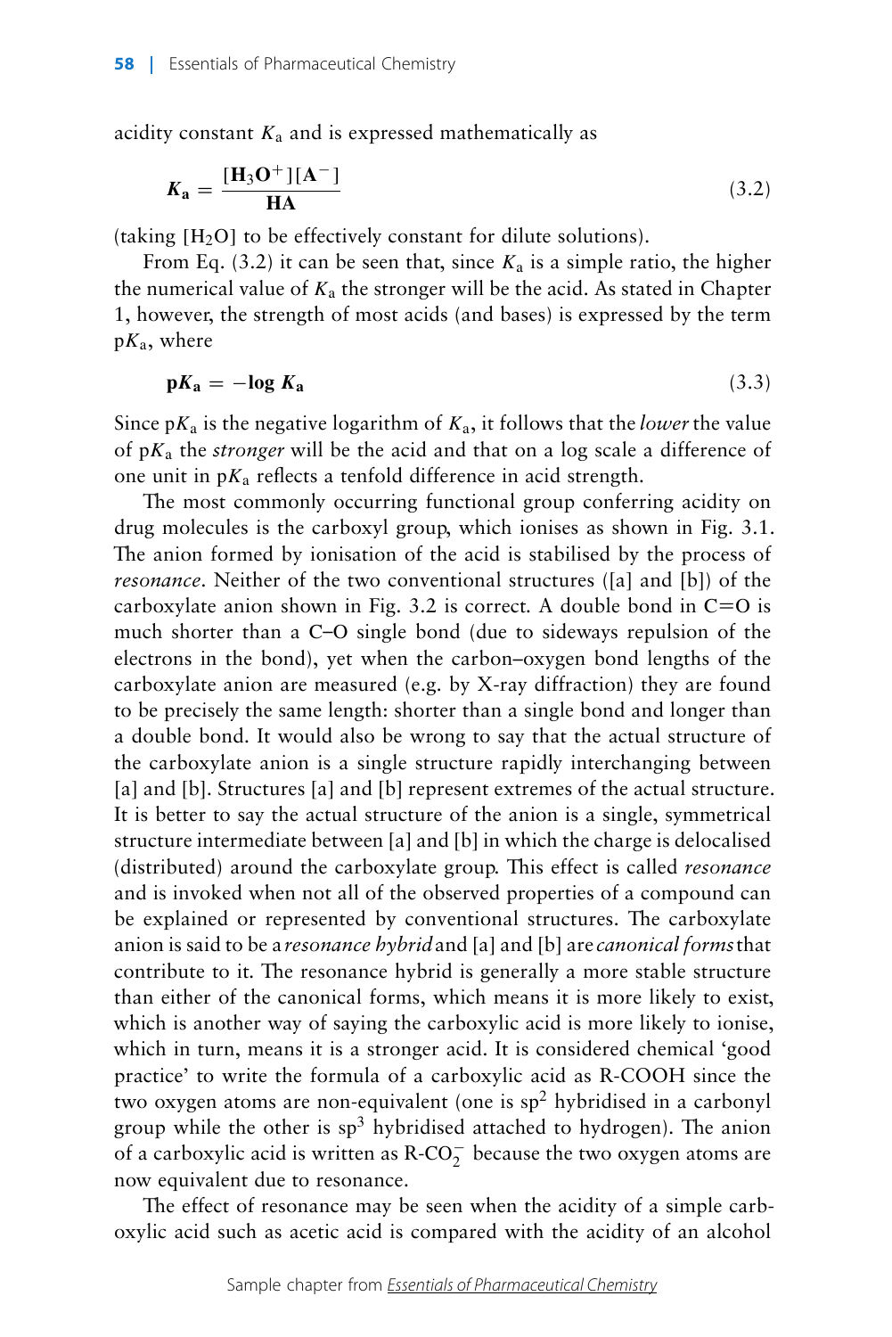acidity constant $K_a$ and is expressed mathematically as

$$\mathbf{K_a = \frac{[H_3O^+][A^-]}{HA}} \tag{3.2}$$

(taking $[H_2O]$ to be effectively constant for dilute solutions).

From Eq. (3.2) it can be seen that, since $K_a$ is a simple ratio, the higher the numerical value of $K_a$ the stronger will be the acid. As stated in Chapter 1, however, the strength of most acids (and bases) is expressed by the term $pK_a$, where

$$\mathbf{pK_a = -\log K_a} \tag{3.3}$$

Since $pK_a$ is the negative logarithm of $K_a$, it follows that the *lower* the value of $pK_a$ the *stronger* will be the acid and that on a log scale a difference of one unit in $pK_a$ reflects a tenfold difference in acid strength.

The most commonly occurring functional group conferring acidity on drug molecules is the carboxyl group, which ionises as shown in Fig. 3.1. The anion formed by ionisation of the acid is stabilised by the process of *resonance*. Neither of the two conventional structures ([a] and [b]) of the carboxylate anion shown in Fig. 3.2 is correct. A double bond in C=O is much shorter than a C–O single bond (due to sideways repulsion of the electrons in the bond), yet when the carbon–oxygen bond lengths of the carboxylate anion are measured (e.g. by X-ray diffraction) they are found to be precisely the same length: shorter than a single bond and longer than a double bond. It would also be wrong to say that the actual structure of the carboxylate anion is a single structure rapidly interchanging between [a] and [b]. Structures [a] and [b] represent extremes of the actual structure. It is better to say the actual structure of the anion is a single, symmetrical structure intermediate between [a] and [b] in which the charge is delocalised (distributed) around the carboxylate group. This effect is called *resonance* and is invoked when not all of the observed properties of a compound can be explained or represented by conventional structures. The carboxylate anion is said to be a *resonance hybrid* and [a] and [b] are *canonical forms* that contribute to it. The resonance hybrid is generally a more stable structure than either of the canonical forms, which means it is more likely to exist, which is another way of saying the carboxylic acid is more likely to ionise, which in turn, means it is a stronger acid. It is considered chemical 'good practice' to write the formula of a carboxylic acid as R-COOH since the two oxygen atoms are non-equivalent (one is $sp^2$ hybridised in a carbonyl group while the other is $sp^3$ hybridised attached to hydrogen). The anion of a carboxylic acid is written as $R\text{-}CO_2^-$ because the two oxygen atoms are now equivalent due to resonance.

The effect of resonance may be seen when the acidity of a simple carboxylic acid such as acetic acid is compared with the acidity of an alcohol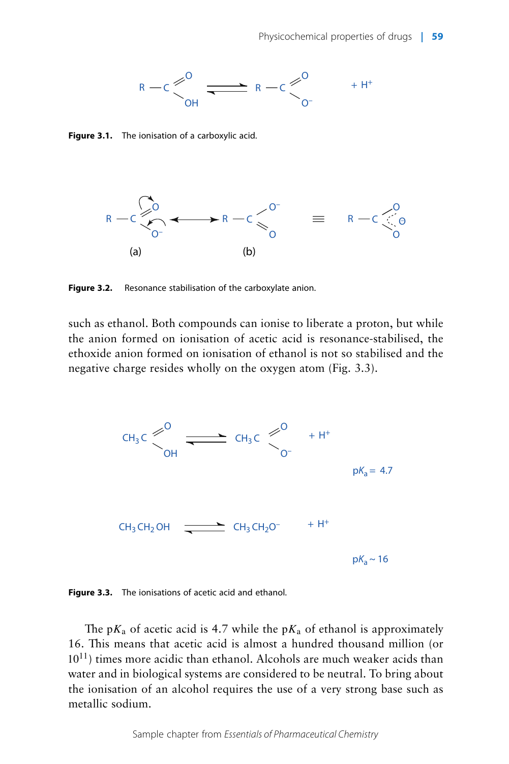Figure 3.1. The ionisation of a carboxylic acid.

Figure 3.2. Resonance stabilisation of the carboxylate anion.

such as ethanol. Both compounds can ionise to liberate a proton, but while the anion formed on ionisation of acetic acid is resonance-stabilised, the ethoxide anion formed on ionisation of ethanol is not so stabilised and the negative charge resides wholly on the oxygen atom (Fig. 3.3).

$$CH_3COOH \rightleftharpoons CH_3COO^- + H^+ \qquad pK_a = 4.7$$

$$CH_3CH_2OH \rightleftharpoons CH_3CH_2O^- + H^+ \qquad pK_a \sim 16$$

Figure 3.3. The ionisations of acetic acid and ethanol.

The $pK_a$ of acetic acid is 4.7 while the $pK_a$ of ethanol is approximately 16. This means that acetic acid is almost a hundred thousand million (or $10^{11}$) times more acidic than ethanol. Alcohols are much weaker acids than water and in biological systems are considered to be neutral. To bring about the ionisation of an alcohol requires the use of a very strong base such as metallic sodium.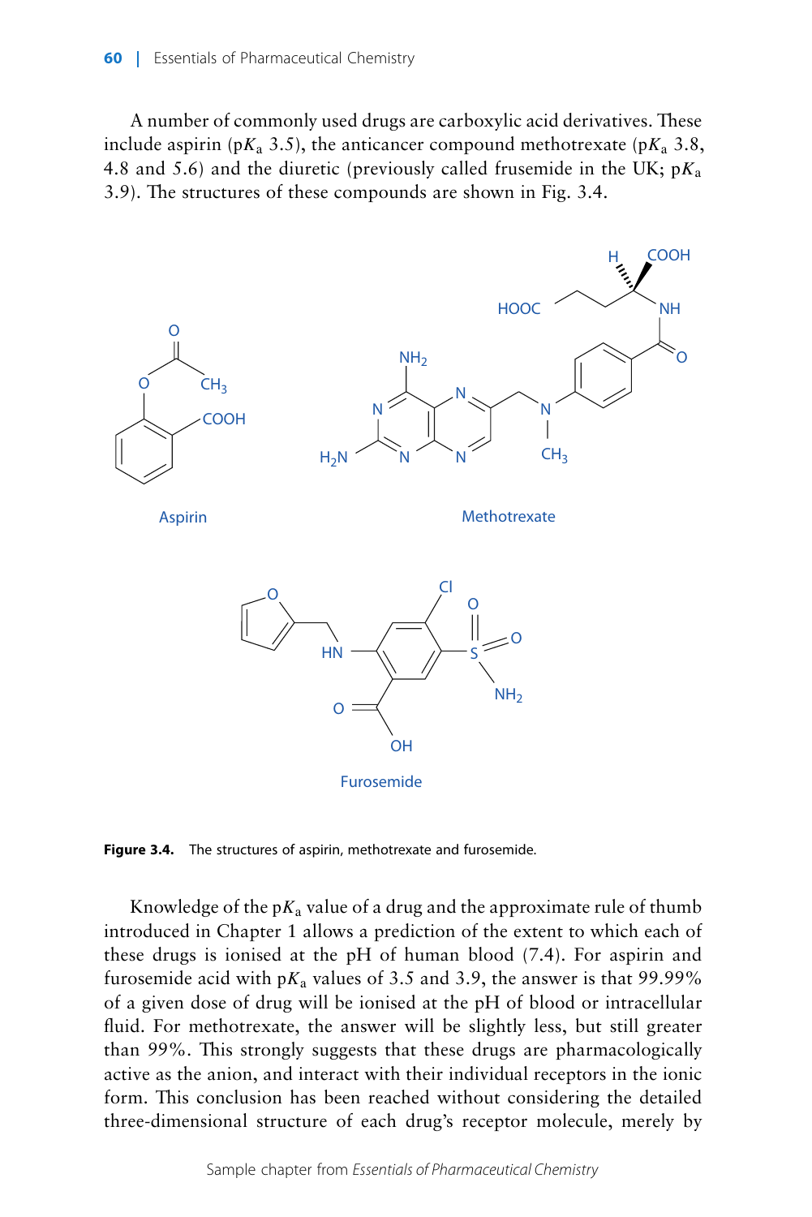A number of commonly used drugs are carboxylic acid derivatives. These include aspirin (p$K_a$ 3.5), the anticancer compound methotrexate (p$K_a$ 3.8, 4.8 and 5.6) and the diuretic (previously called frusemide in the UK; p$K_a$ 3.9). The structures of these compounds are shown in Fig. 3.4.

**Figure 3.4.** The structures of aspirin, methotrexate and furosemide.

Knowledge of the p$K_a$ value of a drug and the approximate rule of thumb introduced in Chapter 1 allows a prediction of the extent to which each of these drugs is ionised at the pH of human blood (7.4). For aspirin and furosemide acid with p$K_a$ values of 3.5 and 3.9, the answer is that 99.99% of a given dose of drug will be ionised at the pH of blood or intracellular fluid. For methotrexate, the answer will be slightly less, but still greater than 99%. This strongly suggests that these drugs are pharmacologically active as the anion, and interact with their individual receptors in the ionic form. This conclusion has been reached without considering the detailed three-dimensional structure of each drug's receptor molecule, merely by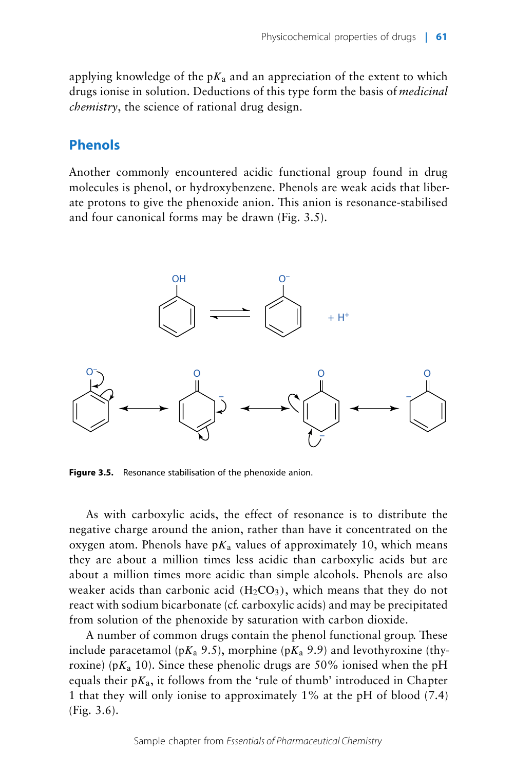applying knowledge of the p$K_a$ and an appreciation of the extent to which drugs ionise in solution. Deductions of this type form the basis of *medicinal chemistry*, the science of rational drug design.

## Phenols

Another commonly encountered acidic functional group found in drug molecules is phenol, or hydroxybenzene. Phenols are weak acids that liberate protons to give the phenoxide anion. This anion is resonance-stabilised and four canonical forms may be drawn (Fig. 3.5).

**Figure 3.5.** Resonance stabilisation of the phenoxide anion.

As with carboxylic acids, the effect of resonance is to distribute the negative charge around the anion, rather than have it concentrated on the oxygen atom. Phenols have p$K_a$ values of approximately 10, which means they are about a million times less acidic than carboxylic acids but are about a million times more acidic than simple alcohols. Phenols are also weaker acids than carbonic acid ($H_2CO_3$), which means that they do not react with sodium bicarbonate (cf. carboxylic acids) and may be precipitated from solution of the phenoxide by saturation with carbon dioxide.

A number of common drugs contain the phenol functional group. These include paracetamol (p$K_a$ 9.5), morphine (p$K_a$ 9.9) and levothyroxine (thyroxine) (p$K_a$ 10). Since these phenolic drugs are 50% ionised when the pH equals their p$K_a$, it follows from the 'rule of thumb' introduced in Chapter 1 that they will only ionise to approximately 1% at the pH of blood (7.4) (Fig. 3.6).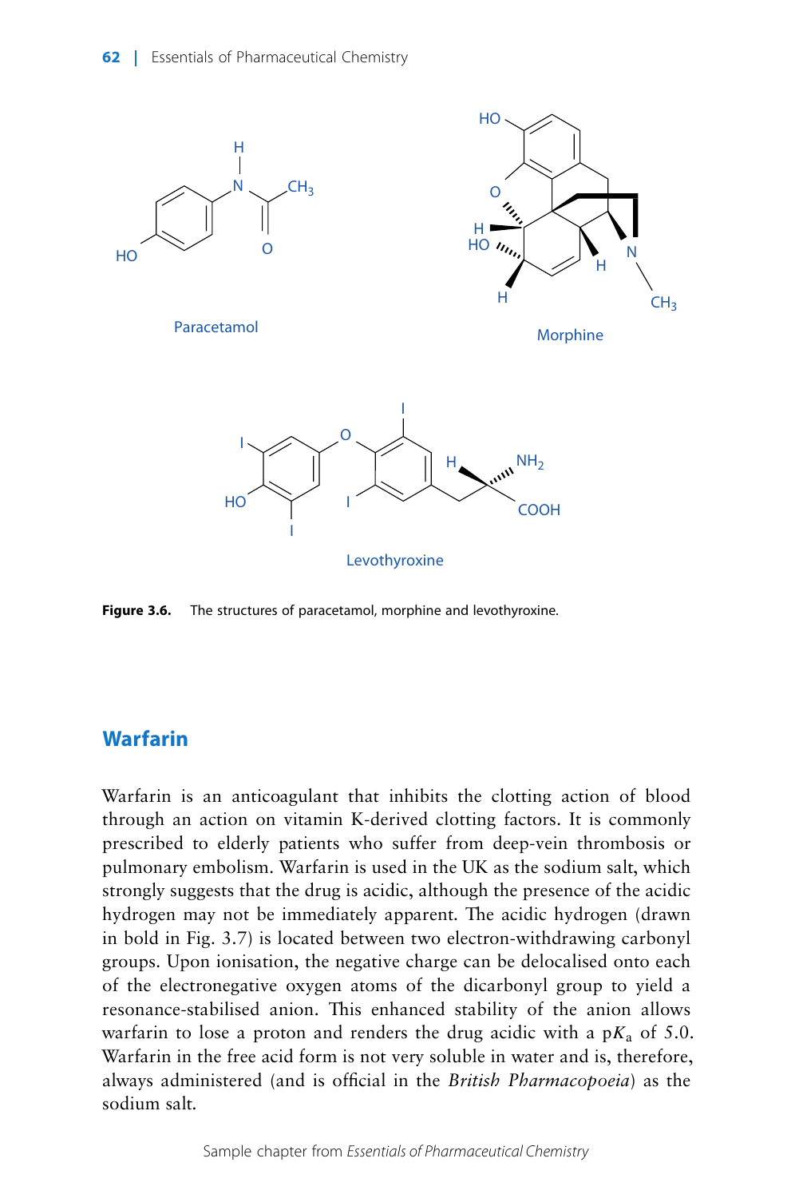Paracetamol

Morphine

Levothyroxine

**Figure 3.6.** The structures of paracetamol, morphine and levothyroxine.

## Warfarin

Warfarin is an anticoagulant that inhibits the clotting action of blood through an action on vitamin K-derived clotting factors. It is commonly prescribed to elderly patients who suffer from deep-vein thrombosis or pulmonary embolism. Warfarin is used in the UK as the sodium salt, which strongly suggests that the drug is acidic, although the presence of the acidic hydrogen may not be immediately apparent. The acidic hydrogen (drawn in bold in Fig. 3.7) is located between two electron-withdrawing carbonyl groups. Upon ionisation, the negative charge can be delocalised onto each of the electronegative oxygen atoms of the dicarbonyl group to yield a resonance-stabilised anion. This enhanced stability of the anion allows warfarin to lose a proton and renders the drug acidic with a $pK_a$ of 5.0. Warfarin in the free acid form is not very soluble in water and is, therefore, always administered (and is official in the *British Pharmacopoeia*) as the sodium salt.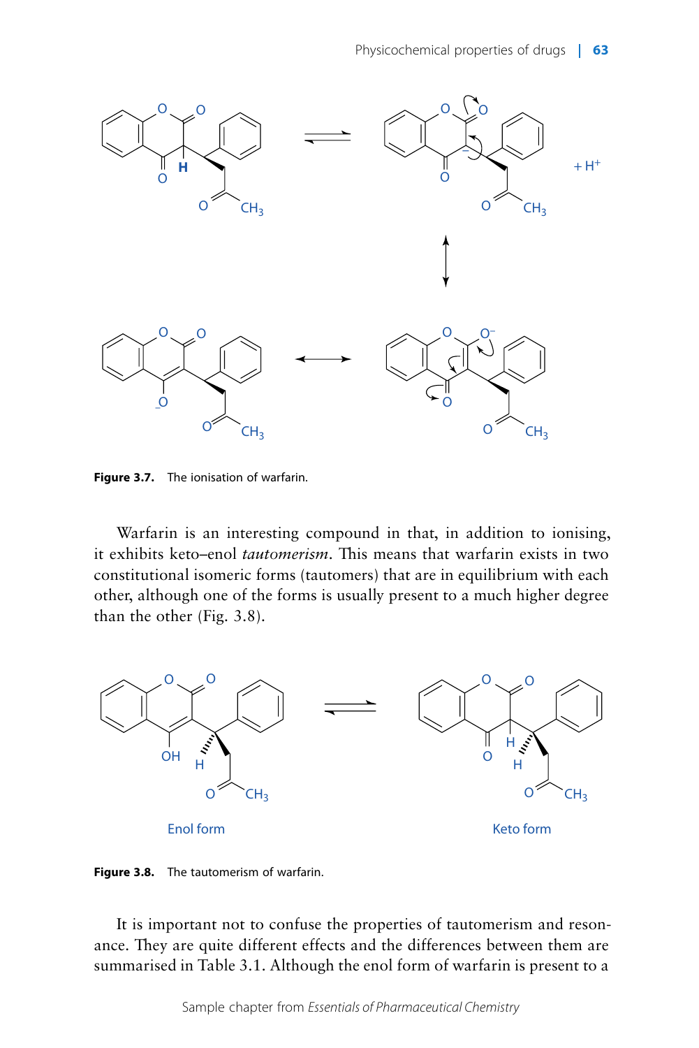Figure 3.7. The ionisation of warfarin.

Warfarin is an interesting compound in that, in addition to ionising, it exhibits keto–enol *tautomerism*. This means that warfarin exists in two constitutional isomeric forms (tautomers) that are in equilibrium with each other, although one of the forms is usually present to a much higher degree than the other (Fig. 3.8).

Figure 3.8. The tautomerism of warfarin.

It is important not to confuse the properties of tautomerism and resonance. They are quite different effects and the differences between them are summarised in Table 3.1. Although the enol form of warfarin is present to a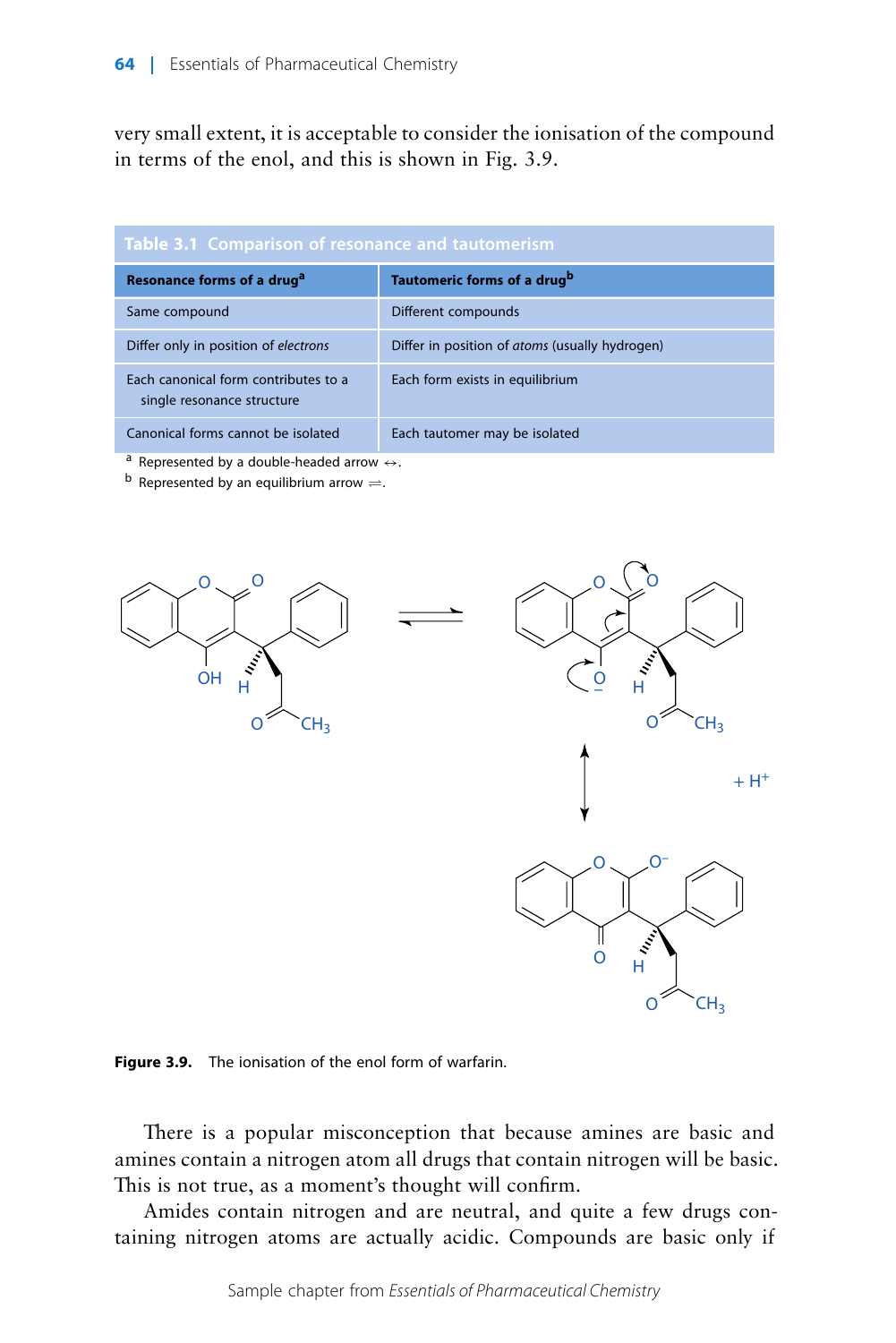very small extent, it is acceptable to consider the ionisation of the compound in terms of the enol, and this is shown in Fig. 3.9.

**Table 3.1 Comparison of resonance and tautomerism**

| Resonance forms of a drug[a] | Tautomeric forms of a drug[b] |
|---|---|
| Same compound | Different compounds |
| Differ only in position of *electrons* | Differ in position of *atoms* (usually hydrogen) |
| Each canonical form contributes to a single resonance structure | Each form exists in equilibrium |
| Canonical forms cannot be isolated | Each tautomer may be isolated |

[a] Represented by a double-headed arrow ↔.
[b] Represented by an equilibrium arrow ⇌.

**Figure 3.9.** The ionisation of the enol form of warfarin.

There is a popular misconception that because amines are basic and amines contain a nitrogen atom all drugs that contain nitrogen will be basic. This is not true, as a moment's thought will confirm.

Amides contain nitrogen and are neutral, and quite a few drugs containing nitrogen atoms are actually acidic. Compounds are basic only if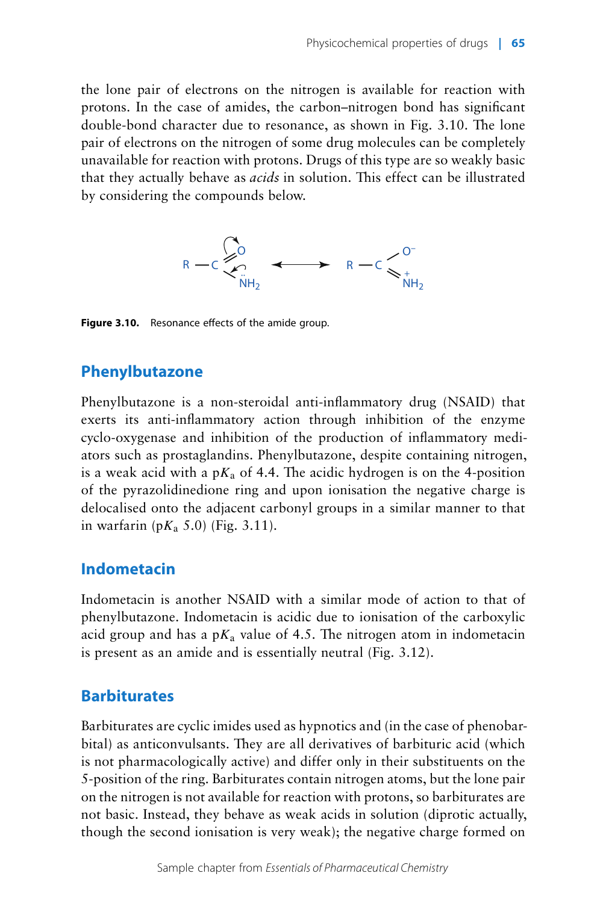the lone pair of electrons on the nitrogen is available for reaction with protons. In the case of amides, the carbon–nitrogen bond has significant double-bond character due to resonance, as shown in Fig. 3.10. The lone pair of electrons on the nitrogen of some drug molecules can be completely unavailable for reaction with protons. Drugs of this type are so weakly basic that they actually behave as *acids* in solution. This effect can be illustrated by considering the compounds below.

**Figure 3.10.** Resonance effects of the amide group.

## Phenylbutazone

Phenylbutazone is a non-steroidal anti-inflammatory drug (NSAID) that exerts its anti-inflammatory action through inhibition of the enzyme cyclo-oxygenase and inhibition of the production of inflammatory mediators such as prostaglandins. Phenylbutazone, despite containing nitrogen, is a weak acid with a $pK_a$ of 4.4. The acidic hydrogen is on the 4-position of the pyrazolidinedione ring and upon ionisation the negative charge is delocalised onto the adjacent carbonyl groups in a similar manner to that in warfarin ($pK_a$ 5.0) (Fig. 3.11).

## Indometacin

Indometacin is another NSAID with a similar mode of action to that of phenylbutazone. Indometacin is acidic due to ionisation of the carboxylic acid group and has a $pK_a$ value of 4.5. The nitrogen atom in indometacin is present as an amide and is essentially neutral (Fig. 3.12).

## Barbiturates

Barbiturates are cyclic imides used as hypnotics and (in the case of phenobarbital) as anticonvulsants. They are all derivatives of barbituric acid (which is not pharmacologically active) and differ only in their substituents on the 5-position of the ring. Barbiturates contain nitrogen atoms, but the lone pair on the nitrogen is not available for reaction with protons, so barbiturates are not basic. Instead, they behave as weak acids in solution (diprotic actually, though the second ionisation is very weak); the negative charge formed on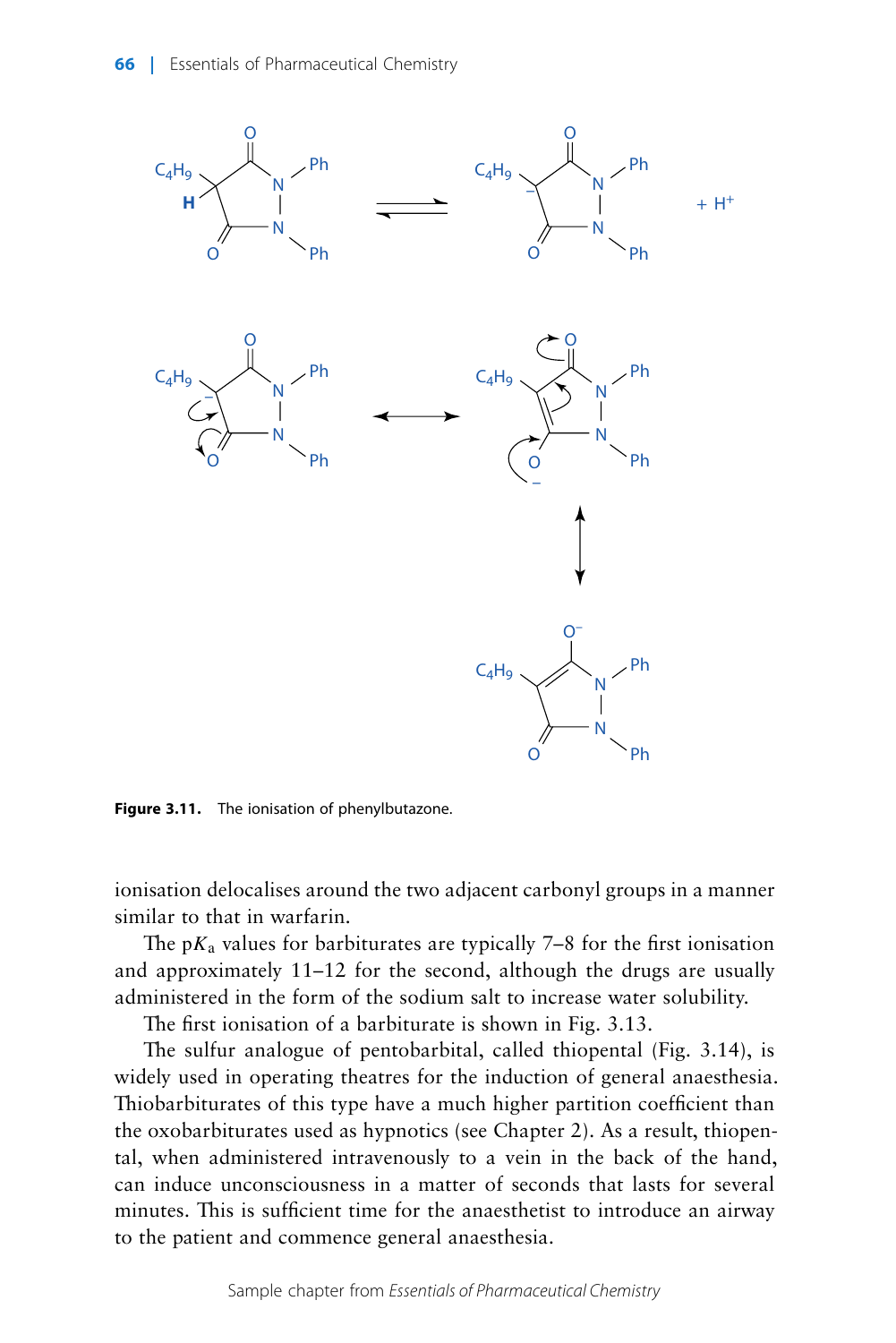Figure 3.11. The ionisation of phenylbutazone.

ionisation delocalises around the two adjacent carbonyl groups in a manner similar to that in warfarin.

The p$K_a$ values for barbiturates are typically 7–8 for the first ionisation and approximately 11–12 for the second, although the drugs are usually administered in the form of the sodium salt to increase water solubility.

The first ionisation of a barbiturate is shown in Fig. 3.13.

The sulfur analogue of pentobarbital, called thiopental (Fig. 3.14), is widely used in operating theatres for the induction of general anaesthesia. Thiobarbiturates of this type have a much higher partition coefficient than the oxobarbiturates used as hypnotics (see Chapter 2). As a result, thiopental, when administered intravenously to a vein in the back of the hand, can induce unconsciousness in a matter of seconds that lasts for several minutes. This is sufficient time for the anaesthetist to introduce an airway to the patient and commence general anaesthesia.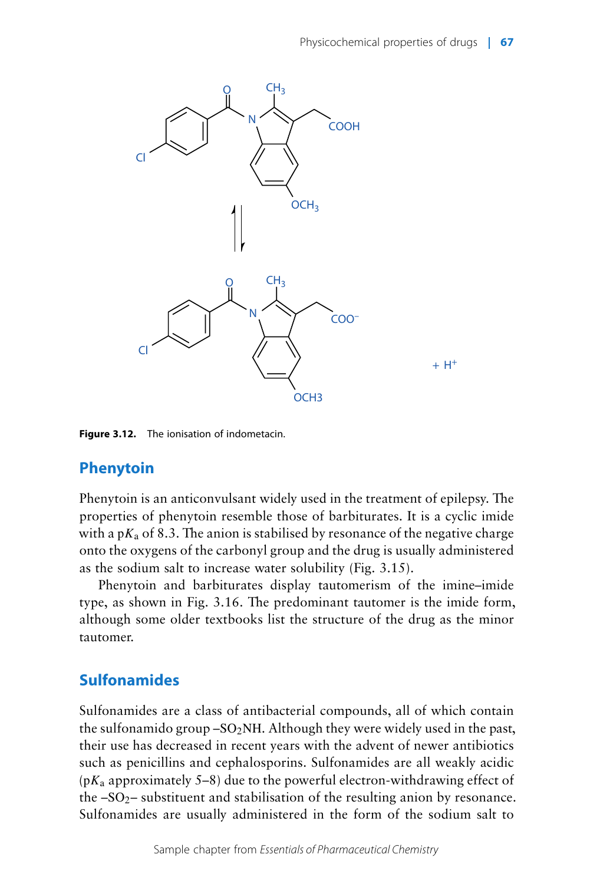**Figure 3.12.** The ionisation of indometacin.

## Phenytoin

Phenytoin is an anticonvulsant widely used in the treatment of epilepsy. The properties of phenytoin resemble those of barbiturates. It is a cyclic imide with a p$K_a$ of 8.3. The anion is stabilised by resonance of the negative charge onto the oxygens of the carbonyl group and the drug is usually administered as the sodium salt to increase water solubility (Fig. 3.15).

Phenytoin and barbiturates display tautomerism of the imine–imide type, as shown in Fig. 3.16. The predominant tautomer is the imide form, although some older textbooks list the structure of the drug as the minor tautomer.

## Sulfonamides

Sulfonamides are a class of antibacterial compounds, all of which contain the sulfonamido group $–SO_2NH$. Although they were widely used in the past, their use has decreased in recent years with the advent of newer antibiotics such as penicillins and cephalosporins. Sulfonamides are all weakly acidic (p$K_a$ approximately 5–8) due to the powerful electron-withdrawing effect of the $–SO_2–$ substituent and stabilisation of the resulting anion by resonance. Sulfonamides are usually administered in the form of the sodium salt to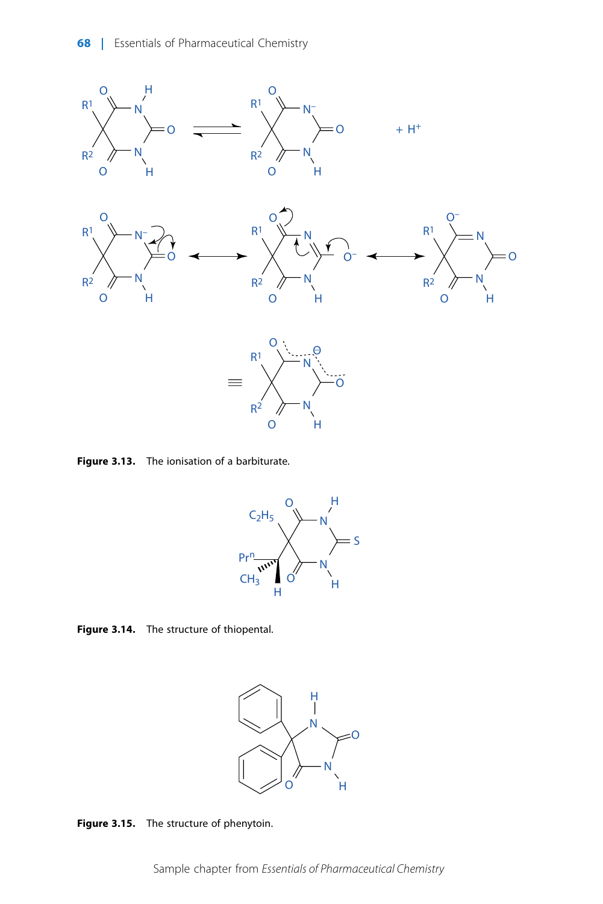Figure 3.13. The ionisation of a barbiturate.

Figure 3.14. The structure of thiopental.

Figure 3.15. The structure of phenytoin.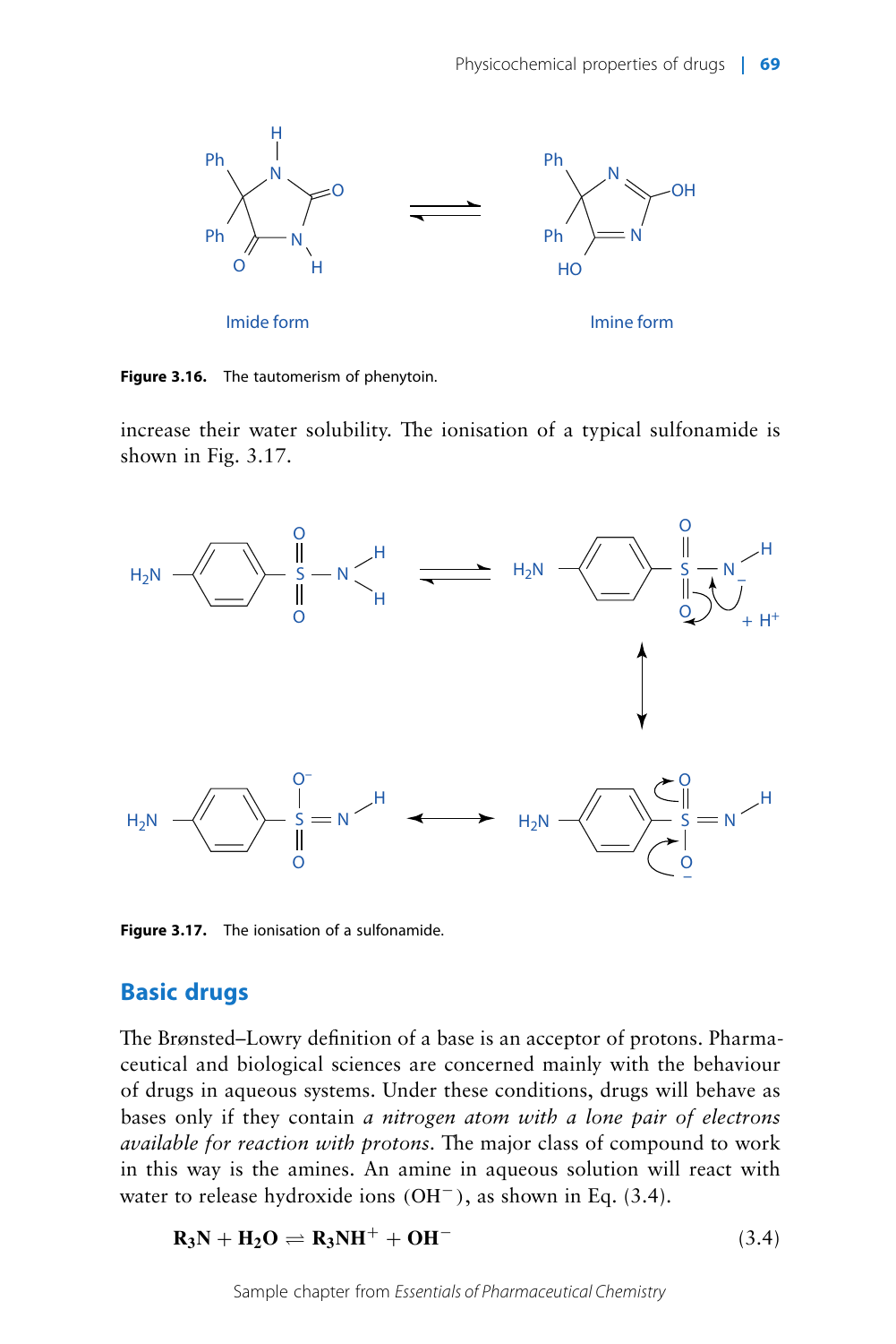Imide form

Imine form

**Figure 3.16.** The tautomerism of phenytoin.

increase their water solubility. The ionisation of a typical sulfonamide is shown in Fig. 3.17.

**Figure 3.17.** The ionisation of a sulfonamide.

## Basic drugs

The Brønsted–Lowry definition of a base is an acceptor of protons. Pharmaceutical and biological sciences are concerned mainly with the behaviour of drugs in aqueous systems. Under these conditions, drugs will behave as bases only if they contain *a nitrogen atom with a lone pair of electrons available for reaction with protons*. The major class of compound to work in this way is the amines. An amine in aqueous solution will react with water to release hydroxide ions ($OH^-$), as shown in Eq. (3.4).

$$\mathbf{R_3N + H_2O \rightleftharpoons R_3NH^+ + OH^-} \tag{3.4}$$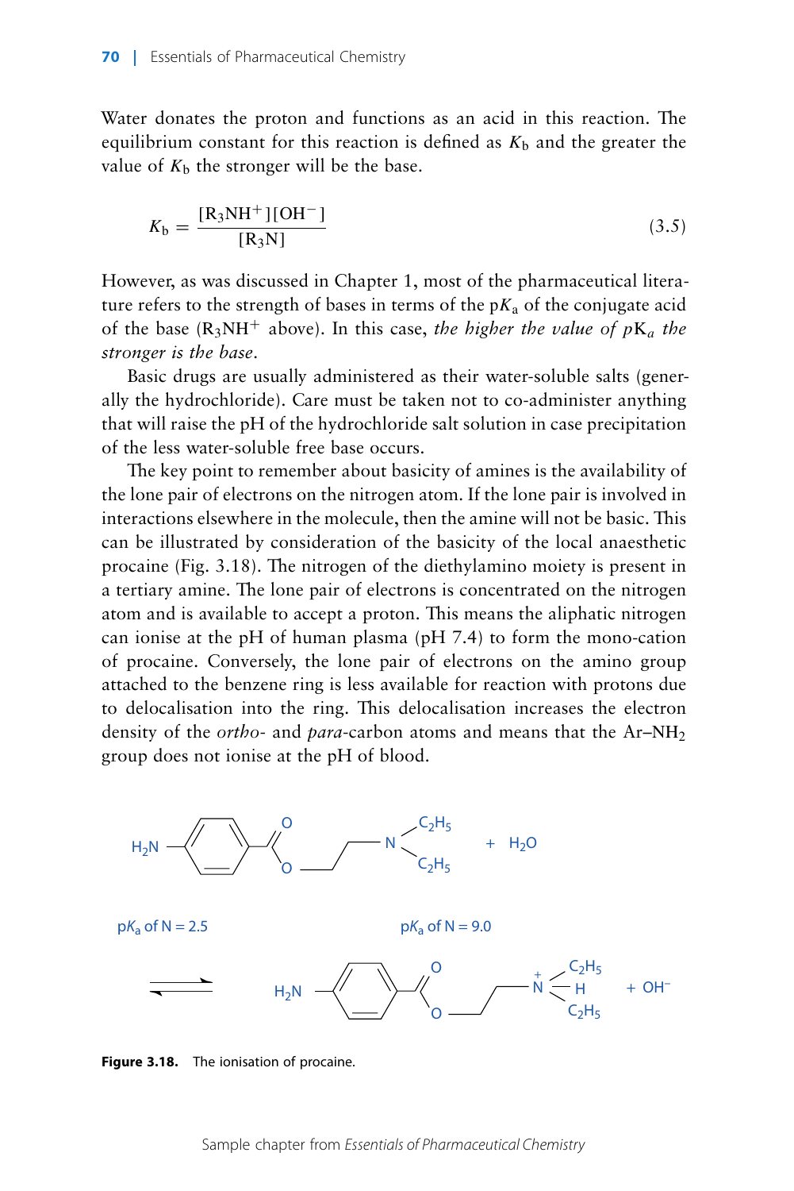Water donates the proton and functions as an acid in this reaction. The equilibrium constant for this reaction is defined as $K_b$ and the greater the value of $K_b$ the stronger will be the base.

$$K_b = \frac{[R_3NH^+][OH^-]}{[R_3N]} \tag{3.5}$$

However, as was discussed in Chapter 1, most of the pharmaceutical literature refers to the strength of bases in terms of the $pK_a$ of the conjugate acid of the base ($R_3NH^+$ above). In this case, *the higher the value of* $pK_a$ *the stronger is the base*.

Basic drugs are usually administered as their water-soluble salts (generally the hydrochloride). Care must be taken not to co-administer anything that will raise the pH of the hydrochloride salt solution in case precipitation of the less water-soluble free base occurs.

The key point to remember about basicity of amines is the availability of the lone pair of electrons on the nitrogen atom. If the lone pair is involved in interactions elsewhere in the molecule, then the amine will not be basic. This can be illustrated by consideration of the basicity of the local anaesthetic procaine (Fig. 3.18). The nitrogen of the diethylamino moiety is present in a tertiary amine. The lone pair of electrons is concentrated on the nitrogen atom and is available to accept a proton. This means the aliphatic nitrogen can ionise at the pH of human plasma (pH 7.4) to form the mono-cation of procaine. Conversely, the lone pair of electrons on the amino group attached to the benzene ring is less available for reaction with protons due to delocalisation into the ring. This delocalisation increases the electron density of the *ortho*- and *para*-carbon atoms and means that the Ar–$NH_2$ group does not ionise at the pH of blood.

$pK_a$ of N = 2.5 $\qquad$ $pK_a$ of N = 9.0

**Figure 3.18.** The ionisation of procaine.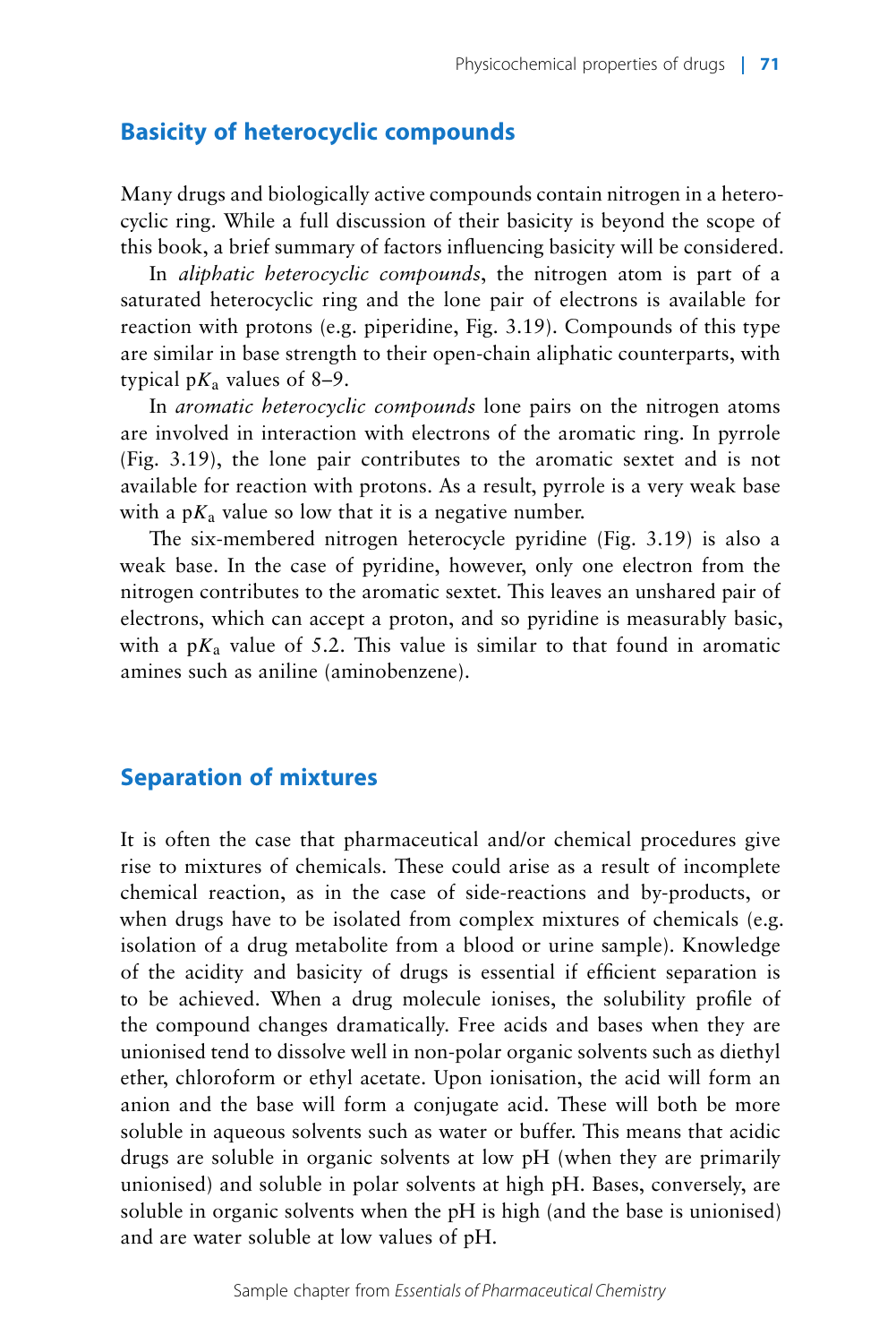## Basicity of heterocyclic compounds

Many drugs and biologically active compounds contain nitrogen in a heterocyclic ring. While a full discussion of their basicity is beyond the scope of this book, a brief summary of factors influencing basicity will be considered.

In *aliphatic heterocyclic compounds*, the nitrogen atom is part of a saturated heterocyclic ring and the lone pair of electrons is available for reaction with protons (e.g. piperidine, Fig. 3.19). Compounds of this type are similar in base strength to their open-chain aliphatic counterparts, with typical $pK_a$ values of 8–9.

In *aromatic heterocyclic compounds* lone pairs on the nitrogen atoms are involved in interaction with electrons of the aromatic ring. In pyrrole (Fig. 3.19), the lone pair contributes to the aromatic sextet and is not available for reaction with protons. As a result, pyrrole is a very weak base with a $pK_a$ value so low that it is a negative number.

The six-membered nitrogen heterocycle pyridine (Fig. 3.19) is also a weak base. In the case of pyridine, however, only one electron from the nitrogen contributes to the aromatic sextet. This leaves an unshared pair of electrons, which can accept a proton, and so pyridine is measurably basic, with a $pK_a$ value of 5.2. This value is similar to that found in aromatic amines such as aniline (aminobenzene).

## Separation of mixtures

It is often the case that pharmaceutical and/or chemical procedures give rise to mixtures of chemicals. These could arise as a result of incomplete chemical reaction, as in the case of side-reactions and by-products, or when drugs have to be isolated from complex mixtures of chemicals (e.g. isolation of a drug metabolite from a blood or urine sample). Knowledge of the acidity and basicity of drugs is essential if efficient separation is to be achieved. When a drug molecule ionises, the solubility profile of the compound changes dramatically. Free acids and bases when they are unionised tend to dissolve well in non-polar organic solvents such as diethyl ether, chloroform or ethyl acetate. Upon ionisation, the acid will form an anion and the base will form a conjugate acid. These will both be more soluble in aqueous solvents such as water or buffer. This means that acidic drugs are soluble in organic solvents at low pH (when they are primarily unionised) and soluble in polar solvents at high pH. Bases, conversely, are soluble in organic solvents when the pH is high (and the base is unionised) and are water soluble at low values of pH.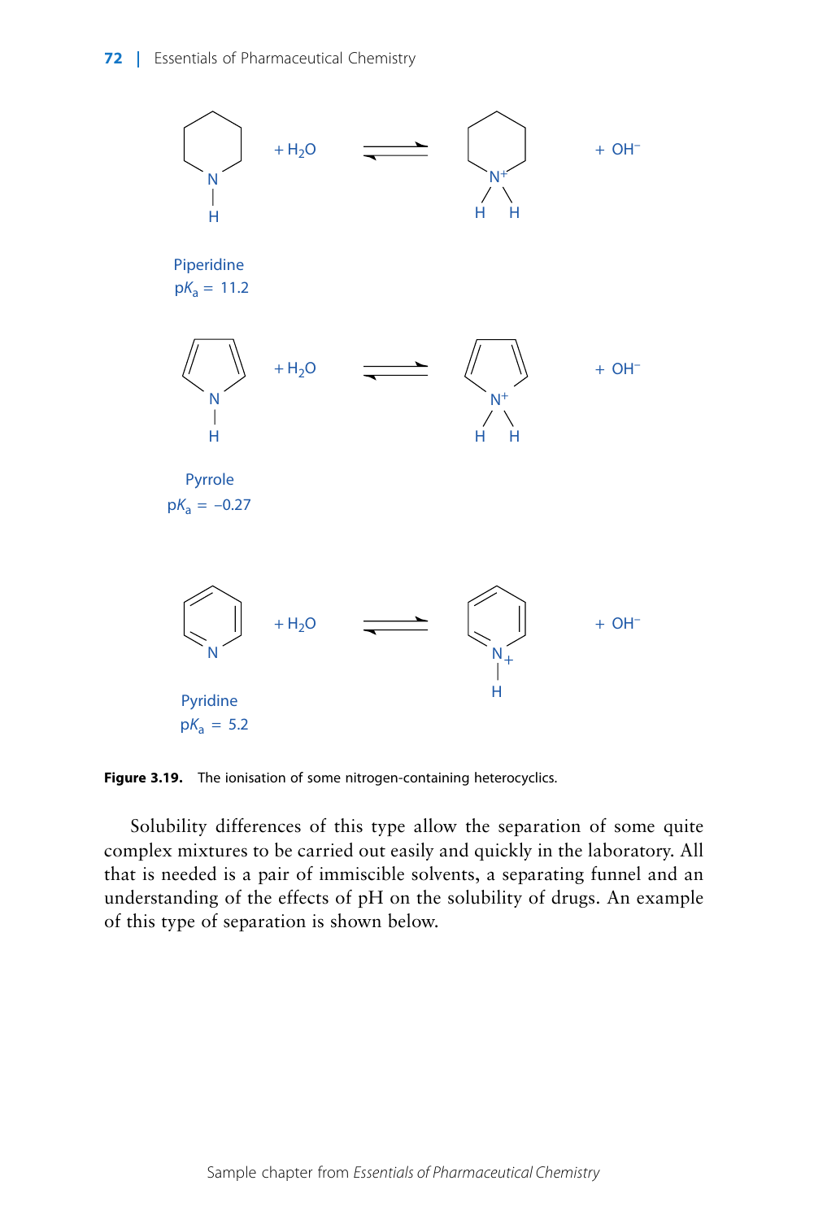Piperidine
p$K_a$ = 11.2

Pyrrole
p$K_a$ = −0.27

Pyridine
p$K_a$ = 5.2

**Figure 3.19.** The ionisation of some nitrogen-containing heterocyclics.

Solubility differences of this type allow the separation of some quite complex mixtures to be carried out easily and quickly in the laboratory. All that is needed is a pair of immiscible solvents, a separating funnel and an understanding of the effects of pH on the solubility of drugs. An example of this type of separation is shown below.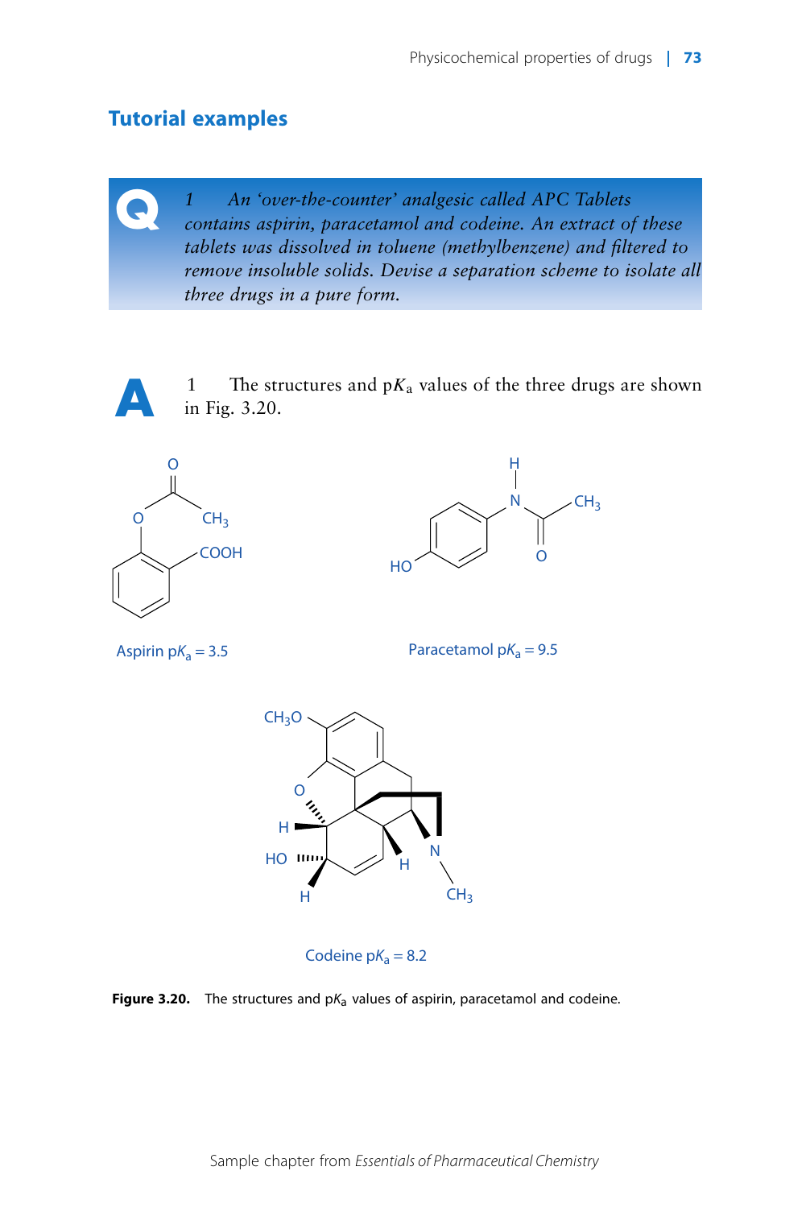## Tutorial examples

**Q** *1 An 'over-the-counter' analgesic called APC Tablets contains aspirin, paracetamol and codeine. An extract of these tablets was dissolved in toluene (methylbenzene) and filtered to remove insoluble solids. Devise a separation scheme to isolate all three drugs in a pure form.*

**A** 1 The structures and p$K_a$ values of the three drugs are shown in Fig. 3.20.

Aspirin p$K_a$ = 3.5

Paracetamol p$K_a$ = 9.5

Codeine p$K_a$ = 8.2

**Figure 3.20.** The structures and p$K_a$ values of aspirin, paracetamol and codeine.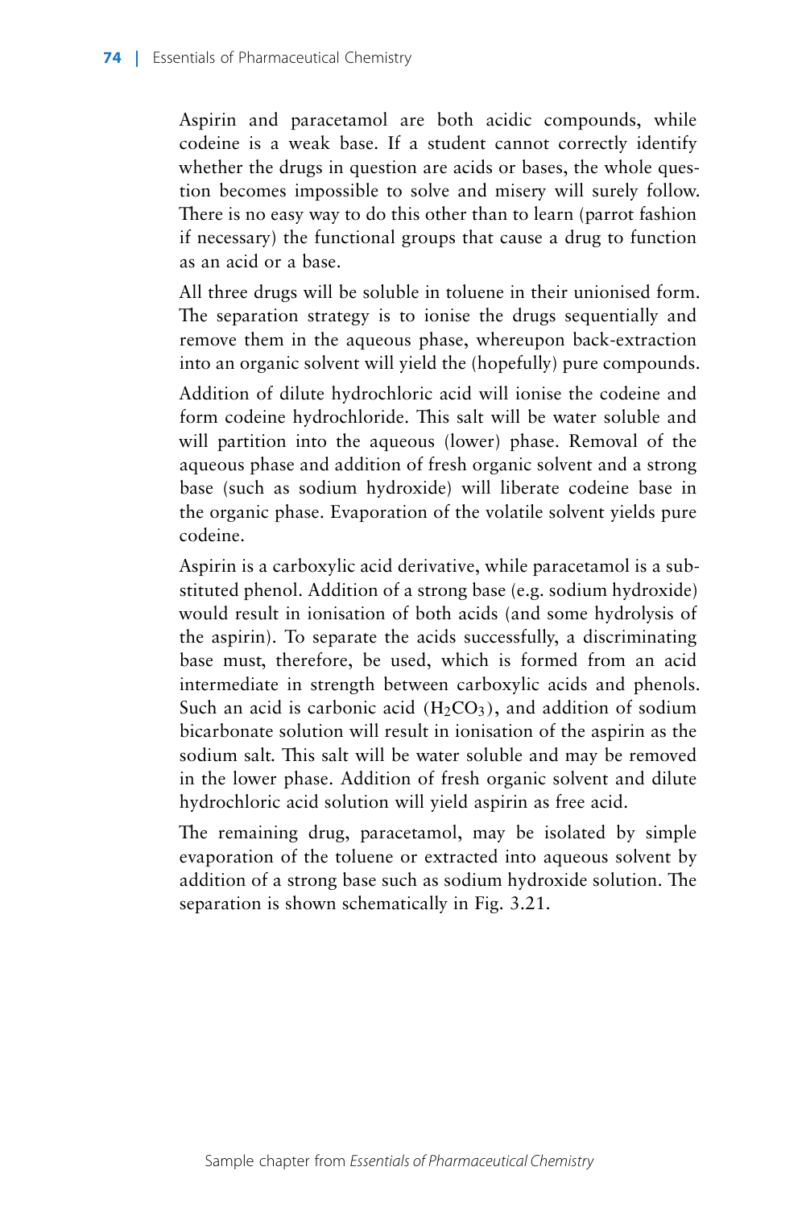Aspirin and paracetamol are both acidic compounds, while codeine is a weak base. If a student cannot correctly identify whether the drugs in question are acids or bases, the whole question becomes impossible to solve and misery will surely follow. There is no easy way to do this other than to learn (parrot fashion if necessary) the functional groups that cause a drug to function as an acid or a base.

All three drugs will be soluble in toluene in their unionised form. The separation strategy is to ionise the drugs sequentially and remove them in the aqueous phase, whereupon back-extraction into an organic solvent will yield the (hopefully) pure compounds.

Addition of dilute hydrochloric acid will ionise the codeine and form codeine hydrochloride. This salt will be water soluble and will partition into the aqueous (lower) phase. Removal of the aqueous phase and addition of fresh organic solvent and a strong base (such as sodium hydroxide) will liberate codeine base in the organic phase. Evaporation of the volatile solvent yields pure codeine.

Aspirin is a carboxylic acid derivative, while paracetamol is a substituted phenol. Addition of a strong base (e.g. sodium hydroxide) would result in ionisation of both acids (and some hydrolysis of the aspirin). To separate the acids successfully, a discriminating base must, therefore, be used, which is formed from an acid intermediate in strength between carboxylic acids and phenols. Such an acid is carbonic acid ($H_2CO_3$), and addition of sodium bicarbonate solution will result in ionisation of the aspirin as the sodium salt. This salt will be water soluble and may be removed in the lower phase. Addition of fresh organic solvent and dilute hydrochloric acid solution will yield aspirin as free acid.

The remaining drug, paracetamol, may be isolated by simple evaporation of the toluene or extracted into aqueous solvent by addition of a strong base such as sodium hydroxide solution. The separation is shown schematically in Fig. 3.21.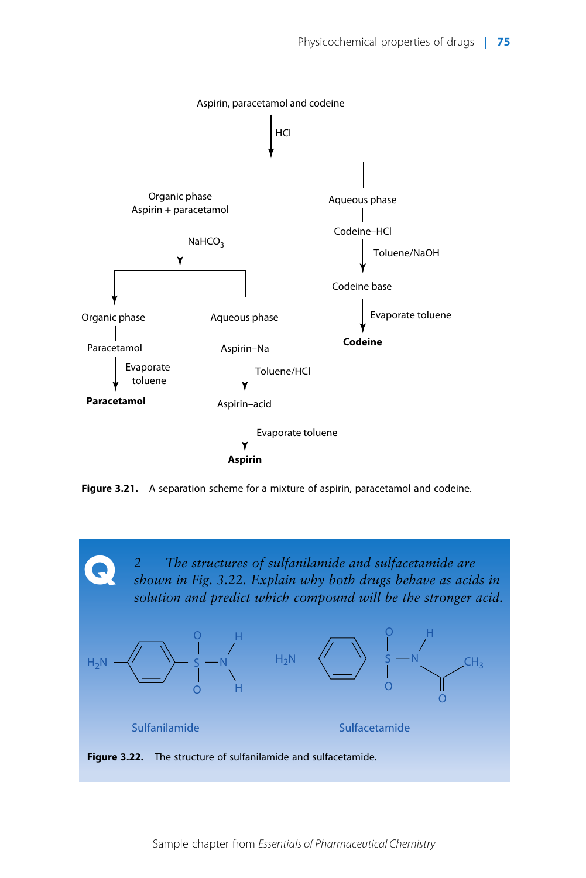Aspirin, paracetamol and codeine

↓ HCl

- Organic phase: Aspirin + paracetamol
  - ↓ $NaHCO_3$
    - Organic phase
      - Paracetamol
      - ↓ Evaporate toluene
      - **Paracetamol**
    - Aqueous phase
      - Aspirin–Na
      - ↓ Toluene/HCl
      - Aspirin–acid
      - ↓ Evaporate toluene
      - **Aspirin**
- Aqueous phase
  - Codeine–HCl
  - ↓ Toluene/NaOH
  - Codeine base
  - ↓ Evaporate toluene
  - **Codeine**

**Figure 3.21.** A separation scheme for a mixture of aspirin, paracetamol and codeine.

**Q**

2 *The structures of sulfanilamide and sulfacetamide are shown in Fig. 3.22. Explain why both drugs behave as acids in solution and predict which compound will be the stronger acid.*

Sulfanilamide

Sulfacetamide

**Figure 3.22.** The structure of sulfanilamide and sulfacetamide.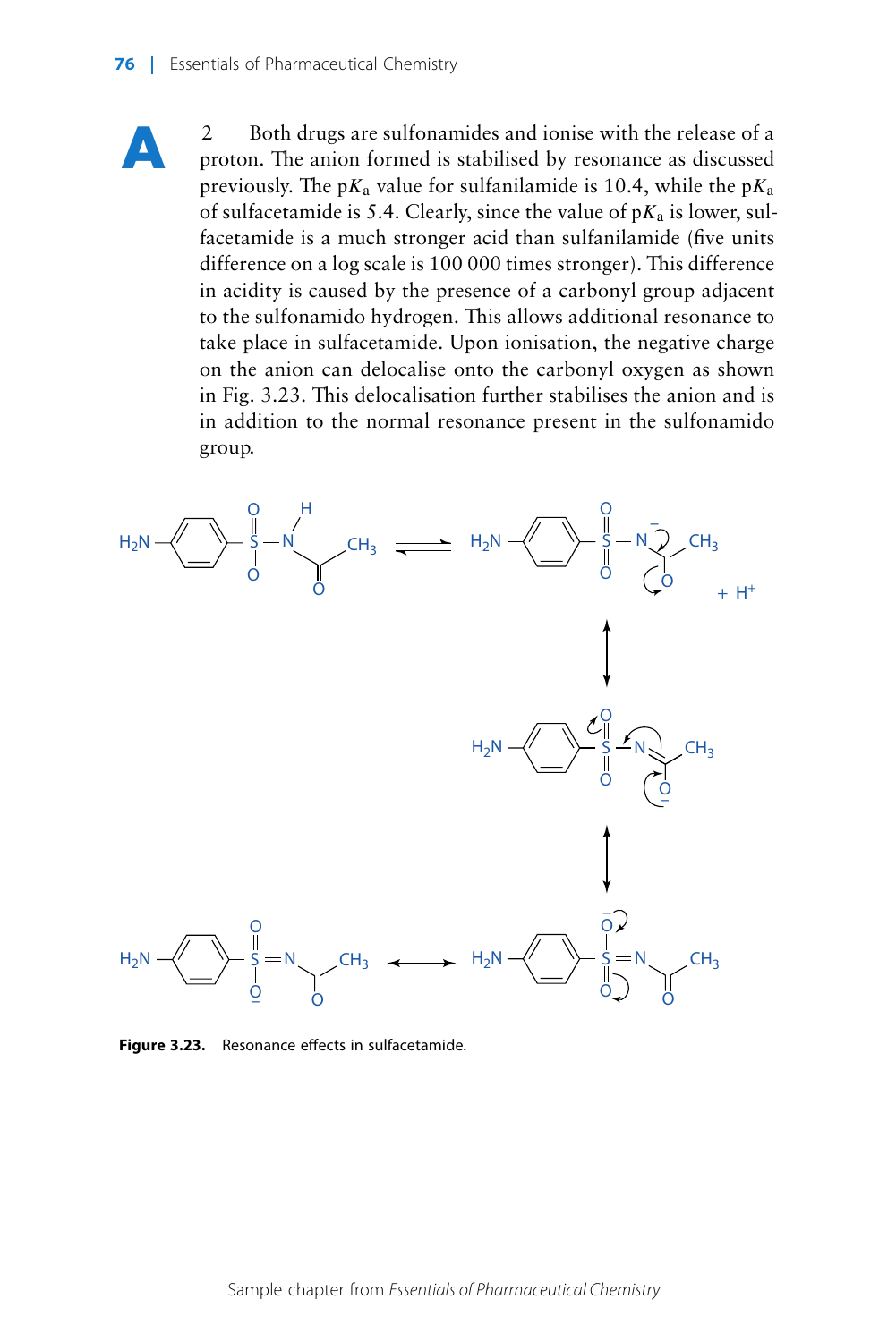**A**

2 Both drugs are sulfonamides and ionise with the release of a proton. The anion formed is stabilised by resonance as discussed previously. The p$K_a$ value for sulfanilamide is 10.4, while the p$K_a$ of sulfacetamide is 5.4. Clearly, since the value of p$K_a$ is lower, sulfacetamide is a much stronger acid than sulfanilamide (five units difference on a log scale is 100 000 times stronger). This difference in acidity is caused by the presence of a carbonyl group adjacent to the sulfonamido hydrogen. This allows additional resonance to take place in sulfacetamide. Upon ionisation, the negative charge on the anion can delocalise onto the carbonyl oxygen as shown in Fig. 3.23. This delocalisation further stabilises the anion and is in addition to the normal resonance present in the sulfonamido group.

**Figure 3.23.** Resonance effects in sulfacetamide.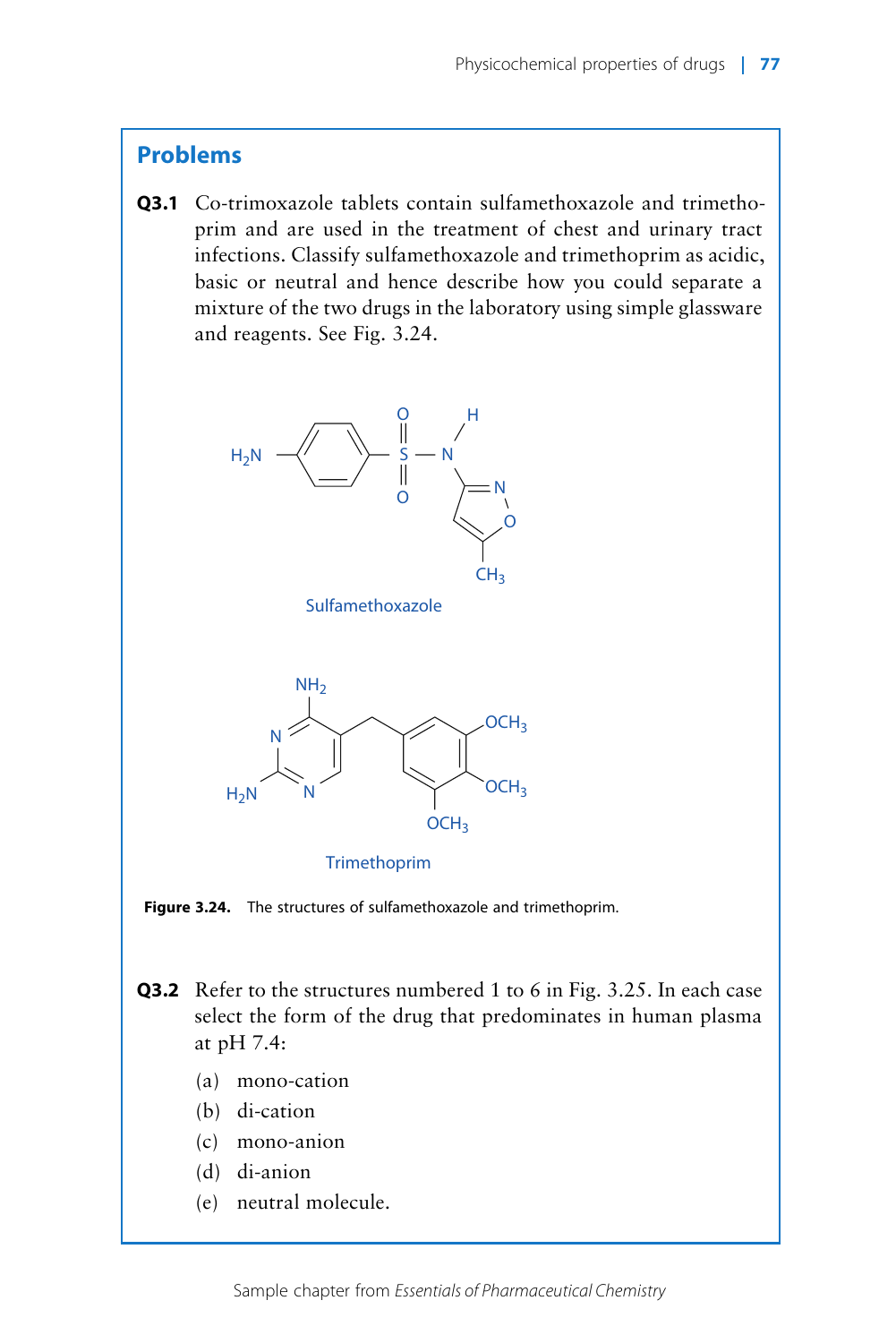## Problems

**Q3.1** Co-trimoxazole tablets contain sulfamethoxazole and trimethoprim and are used in the treatment of chest and urinary tract infections. Classify sulfamethoxazole and trimethoprim as acidic, basic or neutral and hence describe how you could separate a mixture of the two drugs in the laboratory using simple glassware and reagents. See Fig. 3.24.

Sulfamethoxazole

Trimethoprim

**Figure 3.24.** The structures of sulfamethoxazole and trimethoprim.

**Q3.2** Refer to the structures numbered 1 to 6 in Fig. 3.25. In each case select the form of the drug that predominates in human plasma at pH 7.4:

(a) mono-cation
(b) di-cation
(c) mono-anion
(d) di-anion
(e) neutral molecule.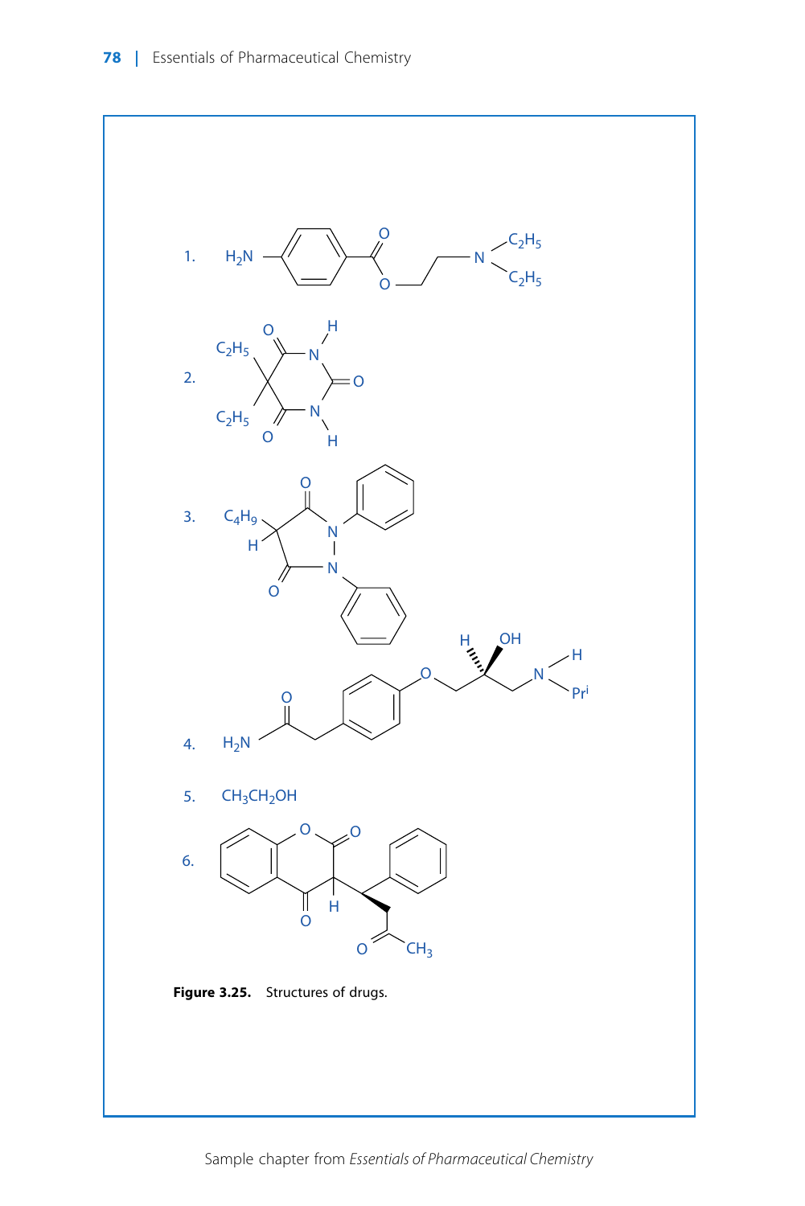1. $H_2N$–$C_6H_4$–C(=O)–O–$CH_2CH_2$–N($C_2H_5$)$_2$

2. (5,5-diethylbarbituric acid structure: $C_2H_5$, $C_2H_5$, O, N–H, O, N–H, O)

3. (pyrazolidinedione structure: $C_4H_9$, H, O, N, N, O, two phenyl rings)

4. $H_2N$–C(=O)–$CH_2$–$C_6H_4$–O–$CH_2$–C(H)(OH)–$CH_2$–N(H)–$Pr^i$

5. $CH_3CH_2OH$

6. (coumarin structure: O, O, O, H, phenyl, O, $CH_3$)

**Figure 3.25.** Structures of drugs.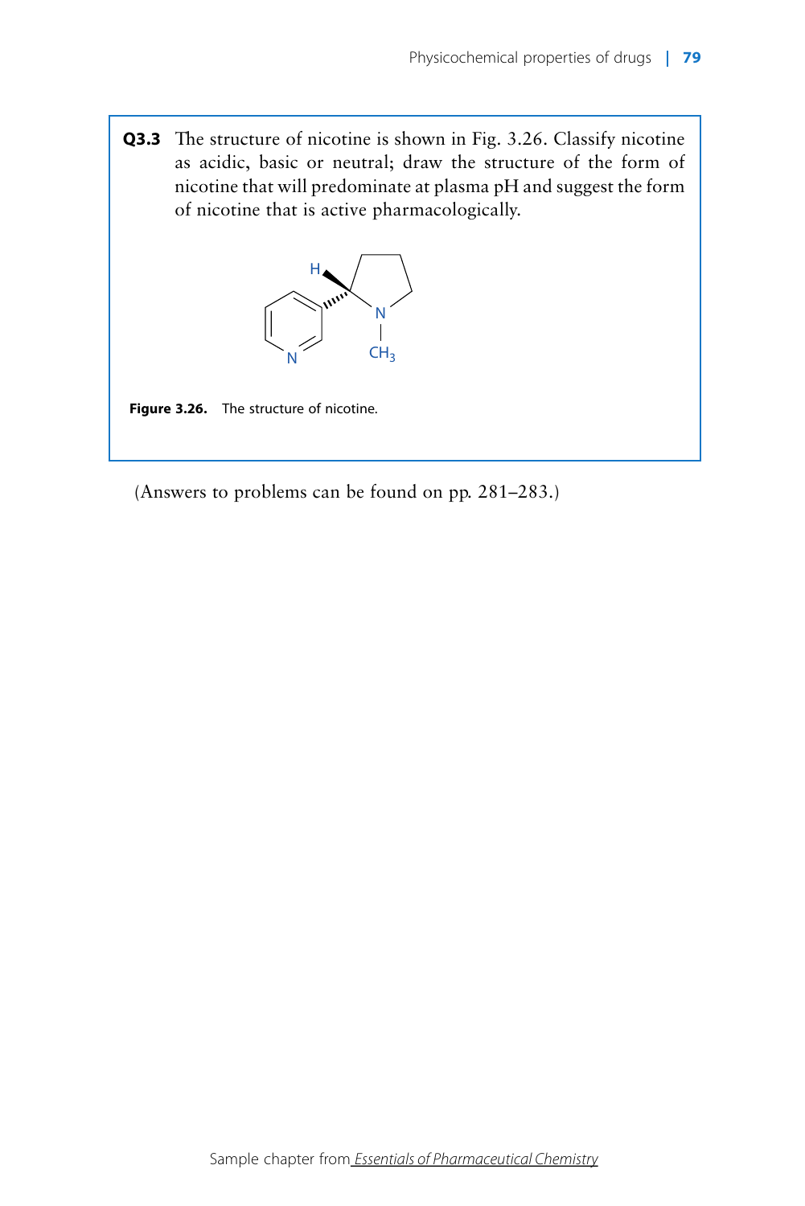**Q3.3** The structure of nicotine is shown in Fig. 3.26. Classify nicotine as acidic, basic or neutral; draw the structure of the form of nicotine that will predominate at plasma pH and suggest the form of nicotine that is active pharmacologically.

H

N

N

$CH_3$

**Figure 3.26.** The structure of nicotine.

(Answers to problems can be found on pp. 281–283.)

Sample chapter from *Essentials of Pharmaceutical Chemistry*